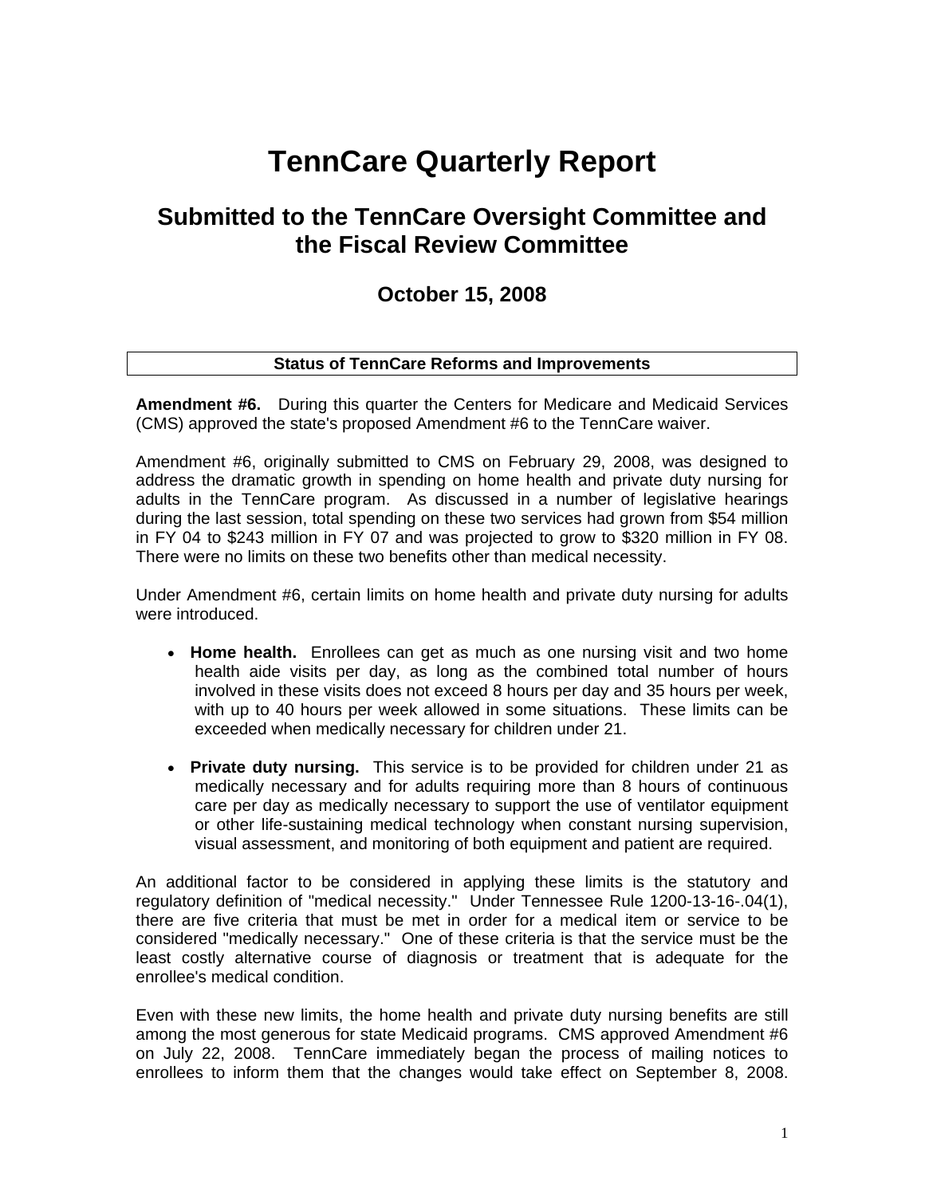# TennCare Quarterly Report

## Submitted to the TennCare Oversight Committee and the Fiscal Review Committee

### October 15, 2008

**Status of TennCare Reforms and Improvements**

**Amendment #6.** During this quarter the Centers for Medicare and Medicaid Services (CMS) approved the state's proposed Amendment #6 to the TennCare waiver.

Amendment #6, originally submitted to CMS on February 29, 2008, was designed to address the dramatic growth in spending on home health and private duty nursing for adults in the TennCare program. As discussed in a number of legislative hearings during the last session, total spending on these two services had grown from $54 million in FY 04 to $243 million in FY 07 and was projected to grow to $320 million in FY 08. There were no limits on these two benefits other than medical necessity.

Under Amendment #6, certain limits on home health and private duty nursing for adults were introduced.

- **Home health.** Enrollees can get as much as one nursing visit and two home health aide visits per day, as long as the combined total number of hours involved in these visits does not exceed 8 hours per day and 35 hours per week, with up to 40 hours per week allowed in some situations. These limits can be exceeded when medically necessary for children under 21.
- **Private duty nursing.** This service is to be provided for children under 21 as medically necessary and for adults requiring more than 8 hours of continuous care per day as medically necessary to support the use of ventilator equipment or other life-sustaining medical technology when constant nursing supervision, visual assessment, and monitoring of both equipment and patient are required.

An additional factor to be considered in applying these limits is the statutory and regulatory definition of "medical necessity." Under Tennessee Rule 1200-13-16-.04(1), there are five criteria that must be met in order for a medical item or service to be considered "medically necessary." One of these criteria is that the service must be the least costly alternative course of diagnosis or treatment that is adequate for the enrollee's medical condition.

Even with these new limits, the home health and private duty nursing benefits are still among the most generous for state Medicaid programs. CMS approved Amendment #6 on July 22, 2008. TennCare immediately began the process of mailing notices to enrollees to inform them that the changes would take effect on September 8, 2008.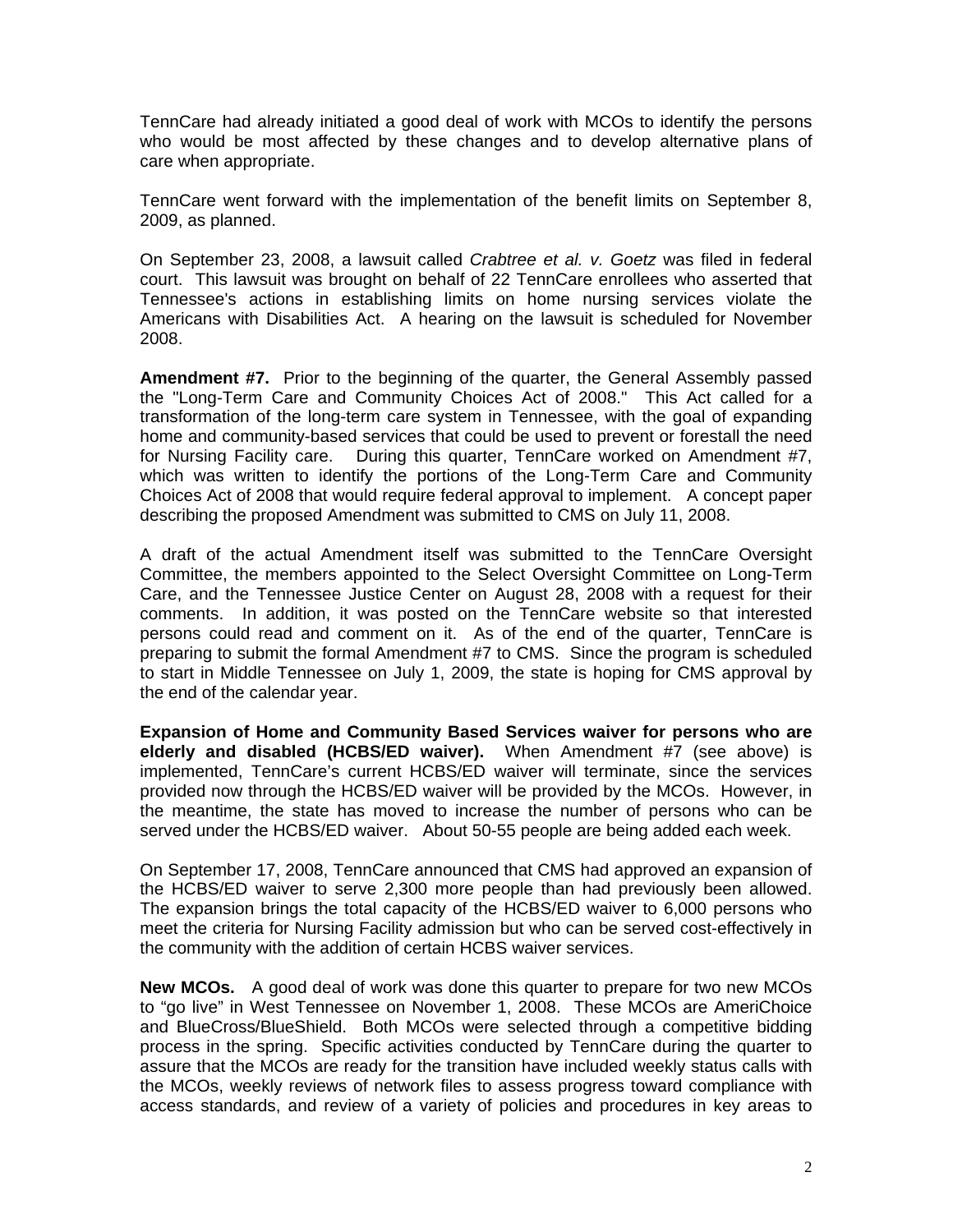TennCare had already initiated a good deal of work with MCOs to identify the persons who would be most affected by these changes and to develop alternative plans of care when appropriate.

TennCare went forward with the implementation of the benefit limits on September 8, 2009, as planned.

On September 23, 2008, a lawsuit called *Crabtree et al. v. Goetz* was filed in federal court. This lawsuit was brought on behalf of 22 TennCare enrollees who asserted that Tennessee's actions in establishing limits on home nursing services violate the Americans with Disabilities Act. A hearing on the lawsuit is scheduled for November 2008.

**Amendment #7.** Prior to the beginning of the quarter, the General Assembly passed the "Long-Term Care and Community Choices Act of 2008." This Act called for a transformation of the long-term care system in Tennessee, with the goal of expanding home and community-based services that could be used to prevent or forestall the need for Nursing Facility care. During this quarter, TennCare worked on Amendment #7, which was written to identify the portions of the Long-Term Care and Community Choices Act of 2008 that would require federal approval to implement. A concept paper describing the proposed Amendment was submitted to CMS on July 11, 2008.

A draft of the actual Amendment itself was submitted to the TennCare Oversight Committee, the members appointed to the Select Oversight Committee on Long-Term Care, and the Tennessee Justice Center on August 28, 2008 with a request for their comments. In addition, it was posted on the TennCare website so that interested persons could read and comment on it. As of the end of the quarter, TennCare is preparing to submit the formal Amendment #7 to CMS. Since the program is scheduled to start in Middle Tennessee on July 1, 2009, the state is hoping for CMS approval by the end of the calendar year.

**Expansion of Home and Community Based Services waiver for persons who are elderly and disabled (HCBS/ED waiver).** When Amendment #7 (see above) is implemented, TennCare's current HCBS/ED waiver will terminate, since the services provided now through the HCBS/ED waiver will be provided by the MCOs. However, in the meantime, the state has moved to increase the number of persons who can be served under the HCBS/ED waiver. About 50-55 people are being added each week.

On September 17, 2008, TennCare announced that CMS had approved an expansion of the HCBS/ED waiver to serve 2,300 more people than had previously been allowed. The expansion brings the total capacity of the HCBS/ED waiver to 6,000 persons who meet the criteria for Nursing Facility admission but who can be served cost-effectively in the community with the addition of certain HCBS waiver services.

**New MCOs.** A good deal of work was done this quarter to prepare for two new MCOs to "go live" in West Tennessee on November 1, 2008. These MCOs are AmeriChoice and BlueCross/BlueShield. Both MCOs were selected through a competitive bidding process in the spring. Specific activities conducted by TennCare during the quarter to assure that the MCOs are ready for the transition have included weekly status calls with the MCOs, weekly reviews of network files to assess progress toward compliance with access standards, and review of a variety of policies and procedures in key areas to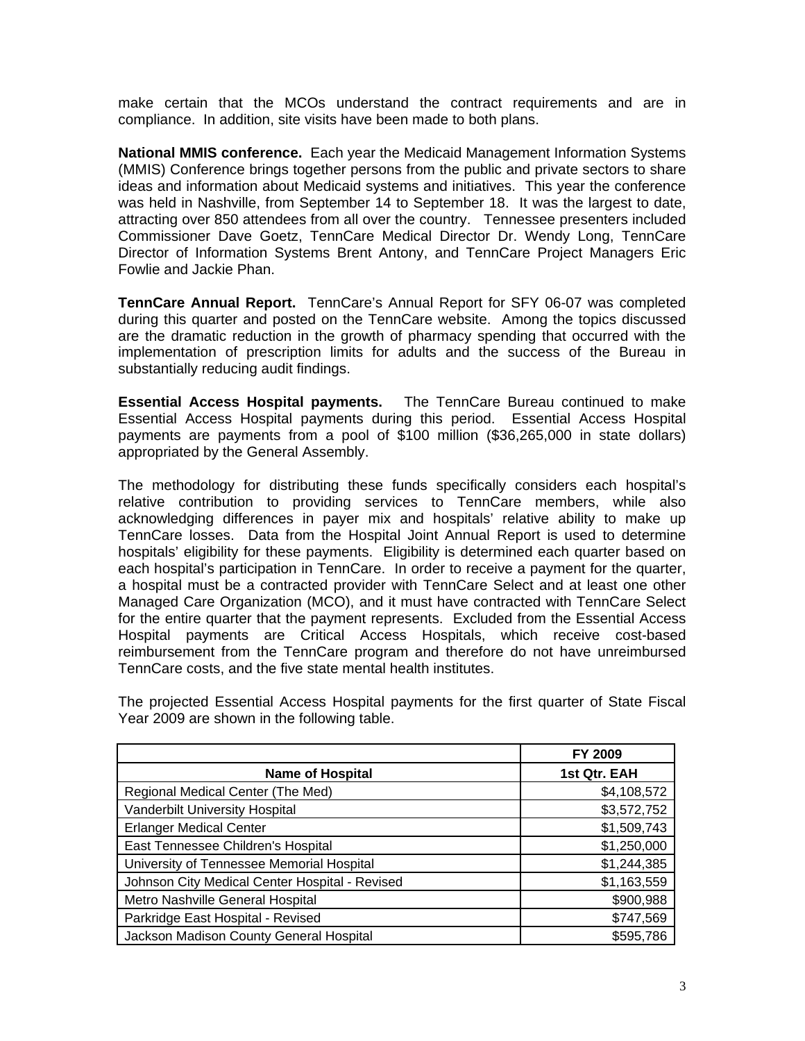make certain that the MCOs understand the contract requirements and are in compliance. In addition, site visits have been made to both plans.

**National MMIS conference.** Each year the Medicaid Management Information Systems (MMIS) Conference brings together persons from the public and private sectors to share ideas and information about Medicaid systems and initiatives. This year the conference was held in Nashville, from September 14 to September 18. It was the largest to date, attracting over 850 attendees from all over the country. Tennessee presenters included Commissioner Dave Goetz, TennCare Medical Director Dr. Wendy Long, TennCare Director of Information Systems Brent Antony, and TennCare Project Managers Eric Fowlie and Jackie Phan.

**TennCare Annual Report.** TennCare's Annual Report for SFY 06-07 was completed during this quarter and posted on the TennCare website. Among the topics discussed are the dramatic reduction in the growth of pharmacy spending that occurred with the implementation of prescription limits for adults and the success of the Bureau in substantially reducing audit findings.

**Essential Access Hospital payments.** The TennCare Bureau continued to make Essential Access Hospital payments during this period. Essential Access Hospital payments are payments from a pool of $100 million ($36,265,000 in state dollars) appropriated by the General Assembly.

The methodology for distributing these funds specifically considers each hospital's relative contribution to providing services to TennCare members, while also acknowledging differences in payer mix and hospitals' relative ability to make up TennCare losses. Data from the Hospital Joint Annual Report is used to determine hospitals' eligibility for these payments. Eligibility is determined each quarter based on each hospital's participation in TennCare. In order to receive a payment for the quarter, a hospital must be a contracted provider with TennCare Select and at least one other Managed Care Organization (MCO), and it must have contracted with TennCare Select for the entire quarter that the payment represents. Excluded from the Essential Access Hospital payments are Critical Access Hospitals, which receive cost-based reimbursement from the TennCare program and therefore do not have unreimbursed TennCare costs, and the five state mental health institutes.

The projected Essential Access Hospital payments for the first quarter of State Fiscal Year 2009 are shown in the following table.

| | FY 2009 |
|---|---|
| **Name of Hospital** | **1st Qtr. EAH** |
| Regional Medical Center (The Med) | $4,108,572 |
| Vanderbilt University Hospital | $3,572,752 |
| Erlanger Medical Center | $1,509,743 |
| East Tennessee Children's Hospital | $1,250,000 |
| University of Tennessee Memorial Hospital | $1,244,385 |
| Johnson City Medical Center Hospital - Revised | $1,163,559 |
| Metro Nashville General Hospital | $900,988 |
| Parkridge East Hospital - Revised | $747,569 |
| Jackson Madison County General Hospital | $595,786 |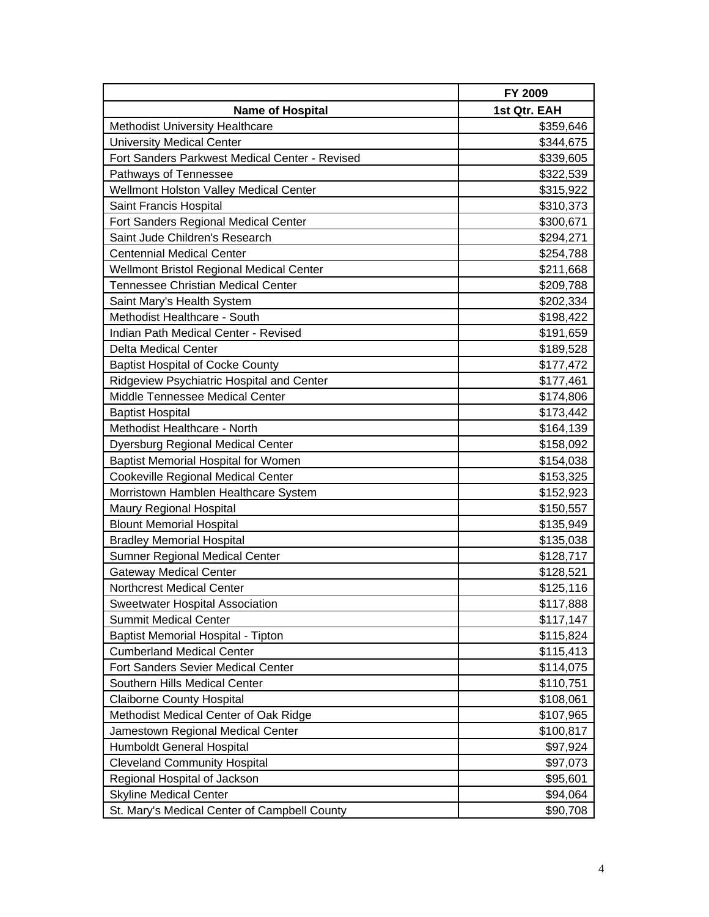| | FY 2009 |
|---|---|
| **Name of Hospital** | **1st Qtr. EAH** |
| Methodist University Healthcare | $359,646 |
| University Medical Center | $344,675 |
| Fort Sanders Parkwest Medical Center - Revised | $339,605 |
| Pathways of Tennessee | $322,539 |
| Wellmont Holston Valley Medical Center | $315,922 |
| Saint Francis Hospital | $310,373 |
| Fort Sanders Regional Medical Center | $300,671 |
| Saint Jude Children's Research | $294,271 |
| Centennial Medical Center | $254,788 |
| Wellmont Bristol Regional Medical Center | $211,668 |
| Tennessee Christian Medical Center | $209,788 |
| Saint Mary's Health System | $202,334 |
| Methodist Healthcare - South | $198,422 |
| Indian Path Medical Center - Revised | $191,659 |
| Delta Medical Center | $189,528 |
| Baptist Hospital of Cocke County | $177,472 |
| Ridgeview Psychiatric Hospital and Center | $177,461 |
| Middle Tennessee Medical Center | $174,806 |
| Baptist Hospital | $173,442 |
| Methodist Healthcare - North | $164,139 |
| Dyersburg Regional Medical Center | $158,092 |
| Baptist Memorial Hospital for Women | $154,038 |
| Cookeville Regional Medical Center | $153,325 |
| Morristown Hamblen Healthcare System | $152,923 |
| Maury Regional Hospital | $150,557 |
| Blount Memorial Hospital | $135,949 |
| Bradley Memorial Hospital | $135,038 |
| Sumner Regional Medical Center | $128,717 |
| Gateway Medical Center | $128,521 |
| Northcrest Medical Center | $125,116 |
| Sweetwater Hospital Association | $117,888 |
| Summit Medical Center | $117,147 |
| Baptist Memorial Hospital - Tipton | $115,824 |
| Cumberland Medical Center | $115,413 |
| Fort Sanders Sevier Medical Center | $114,075 |
| Southern Hills Medical Center | $110,751 |
| Claiborne County Hospital | $108,061 |
| Methodist Medical Center of Oak Ridge | $107,965 |
| Jamestown Regional Medical Center | $100,817 |
| Humboldt General Hospital | $97,924 |
| Cleveland Community Hospital | $97,073 |
| Regional Hospital of Jackson | $95,601 |
| Skyline Medical Center | $94,064 |
| St. Mary's Medical Center of Campbell County | $90,708 |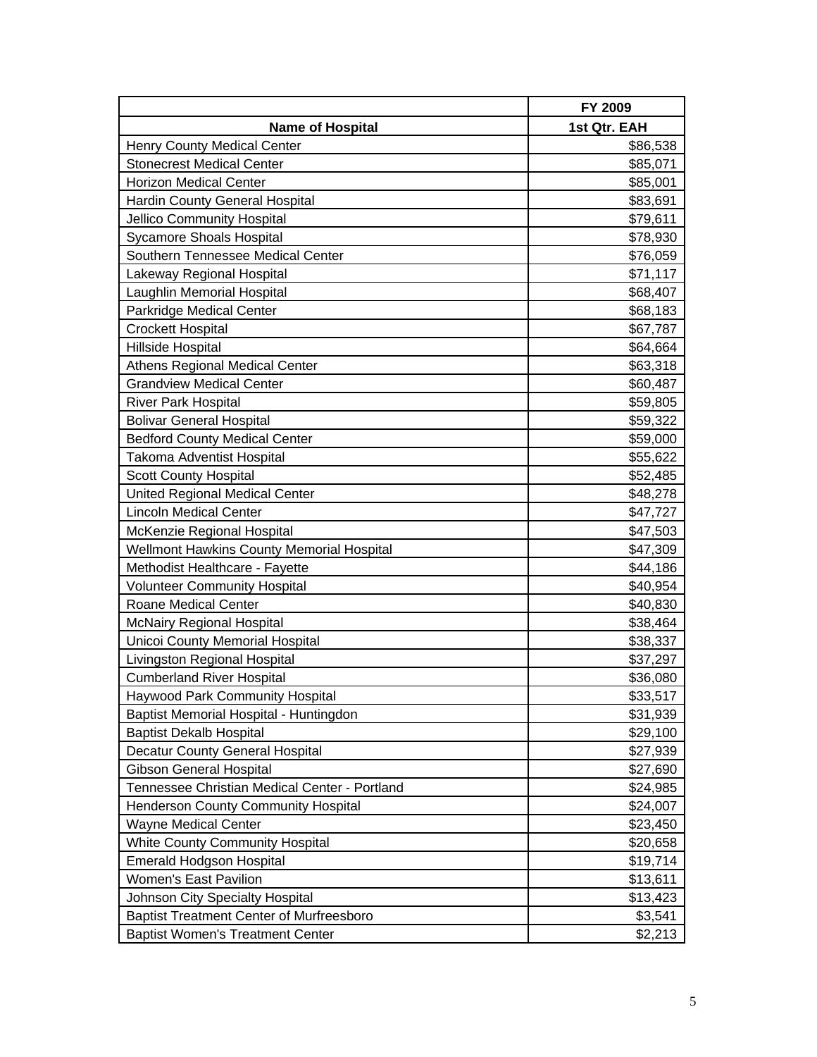| | FY 2009 |
|---|---|
| Name of Hospital | 1st Qtr. EAH |
| Henry County Medical Center | $86,538 |
| Stonecrest Medical Center | $85,071 |
| Horizon Medical Center | $85,001 |
| Hardin County General Hospital | $83,691 |
| Jellico Community Hospital | $79,611 |
| Sycamore Shoals Hospital | $78,930 |
| Southern Tennessee Medical Center | $76,059 |
| Lakeway Regional Hospital | $71,117 |
| Laughlin Memorial Hospital | $68,407 |
| Parkridge Medical Center | $68,183 |
| Crockett Hospital | $67,787 |
| Hillside Hospital | $64,664 |
| Athens Regional Medical Center | $63,318 |
| Grandview Medical Center | $60,487 |
| River Park Hospital | $59,805 |
| Bolivar General Hospital | $59,322 |
| Bedford County Medical Center | $59,000 |
| Takoma Adventist Hospital | $55,622 |
| Scott County Hospital | $52,485 |
| United Regional Medical Center | $48,278 |
| Lincoln Medical Center | $47,727 |
| McKenzie Regional Hospital | $47,503 |
| Wellmont Hawkins County Memorial Hospital | $47,309 |
| Methodist Healthcare - Fayette | $44,186 |
| Volunteer Community Hospital | $40,954 |
| Roane Medical Center | $40,830 |
| McNairy Regional Hospital | $38,464 |
| Unicoi County Memorial Hospital | $38,337 |
| Livingston Regional Hospital | $37,297 |
| Cumberland River Hospital | $36,080 |
| Haywood Park Community Hospital | $33,517 |
| Baptist Memorial Hospital - Huntingdon | $31,939 |
| Baptist Dekalb Hospital | $29,100 |
| Decatur County General Hospital | $27,939 |
| Gibson General Hospital | $27,690 |
| Tennessee Christian Medical Center - Portland | $24,985 |
| Henderson County Community Hospital | $24,007 |
| Wayne Medical Center | $23,450 |
| White County Community Hospital | $20,658 |
| Emerald Hodgson Hospital | $19,714 |
| Women's East Pavilion | $13,611 |
| Johnson City Specialty Hospital | $13,423 |
| Baptist Treatment Center of Murfreesboro | $3,541 |
| Baptist Women's Treatment Center | $2,213 |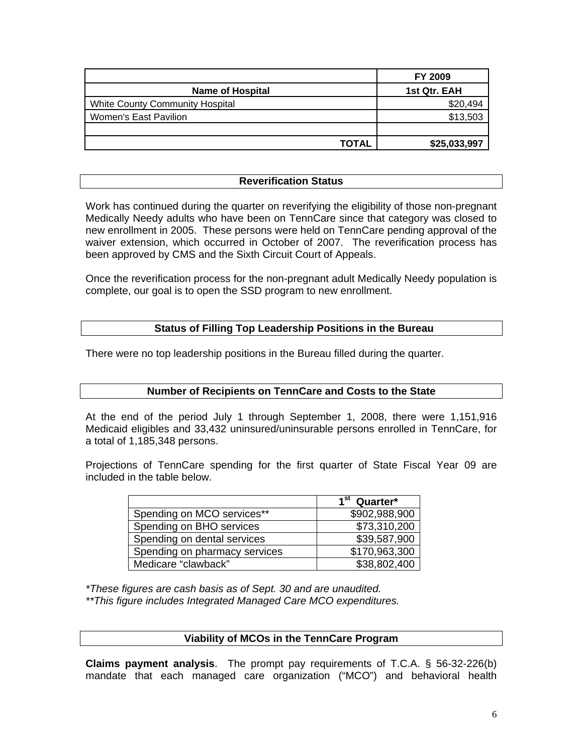| | FY 2009 |
|---|---|
| **Name of Hospital** | **1st Qtr. EAH** |
| White County Community Hospital | $20,494 |
| Women's East Pavilion | $13,503 |
| | |
| **TOTAL** | **$25,033,997** |

## Reverification Status

Work has continued during the quarter on reverifying the eligibility of those non-pregnant Medically Needy adults who have been on TennCare since that category was closed to new enrollment in 2005. These persons were held on TennCare pending approval of the waiver extension, which occurred in October of 2007. The reverification process has been approved by CMS and the Sixth Circuit Court of Appeals.

Once the reverification process for the non-pregnant adult Medically Needy population is complete, our goal is to open the SSD program to new enrollment.

## Status of Filling Top Leadership Positions in the Bureau

There were no top leadership positions in the Bureau filled during the quarter.

## Number of Recipients on TennCare and Costs to the State

At the end of the period July 1 through September 1, 2008, there were 1,151,916 Medicaid eligibles and 33,432 uninsured/uninsurable persons enrolled in TennCare, for a total of 1,185,348 persons.

Projections of TennCare spending for the first quarter of State Fiscal Year 09 are included in the table below.

| | 1st Quarter* |
|---|---|
| Spending on MCO services** | $902,988,900 |
| Spending on BHO services | $73,310,200 |
| Spending on dental services | $39,587,900 |
| Spending on pharmacy services | $170,963,300 |
| Medicare "clawback" | $38,802,400 |

*\*These figures are cash basis as of Sept. 30 and are unaudited.*
*\*\*This figure includes Integrated Managed Care MCO expenditures.*

## Viability of MCOs in the TennCare Program

**Claims payment analysis**. The prompt pay requirements of T.C.A. § 56-32-226(b) mandate that each managed care organization ("MCO") and behavioral health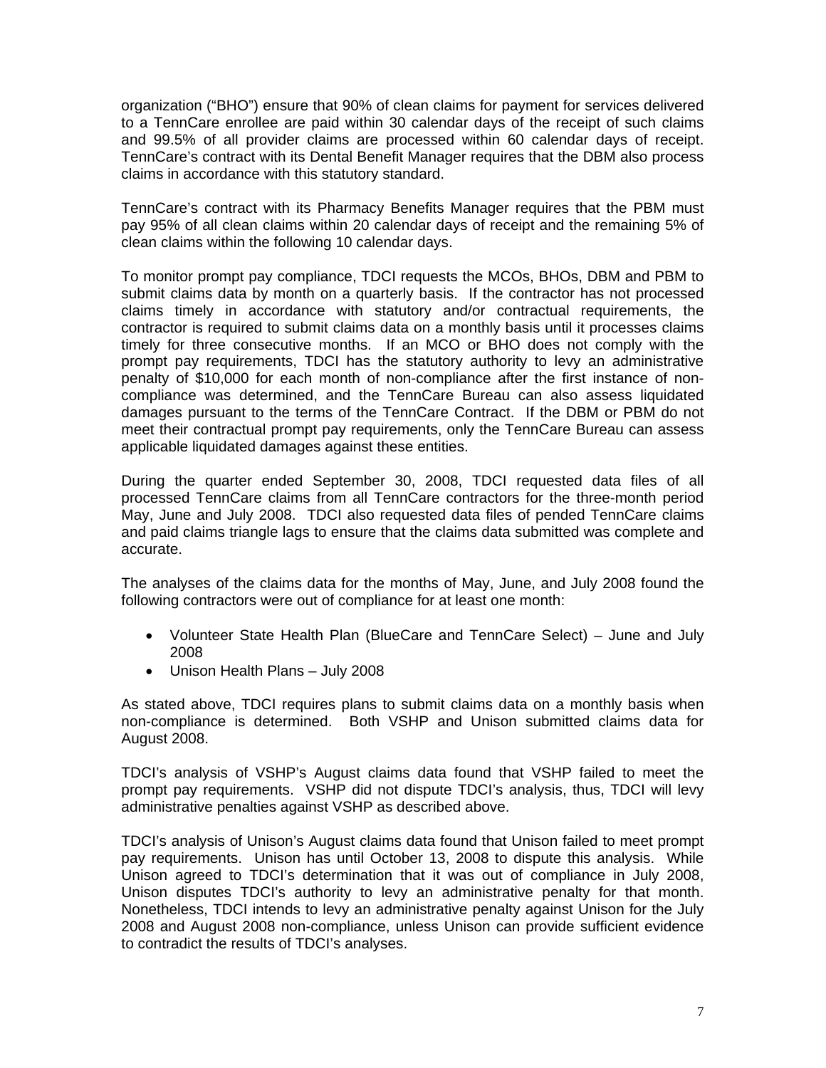organization ("BHO") ensure that 90% of clean claims for payment for services delivered to a TennCare enrollee are paid within 30 calendar days of the receipt of such claims and 99.5% of all provider claims are processed within 60 calendar days of receipt. TennCare's contract with its Dental Benefit Manager requires that the DBM also process claims in accordance with this statutory standard.

TennCare's contract with its Pharmacy Benefits Manager requires that the PBM must pay 95% of all clean claims within 20 calendar days of receipt and the remaining 5% of clean claims within the following 10 calendar days.

To monitor prompt pay compliance, TDCI requests the MCOs, BHOs, DBM and PBM to submit claims data by month on a quarterly basis. If the contractor has not processed claims timely in accordance with statutory and/or contractual requirements, the contractor is required to submit claims data on a monthly basis until it processes claims timely for three consecutive months. If an MCO or BHO does not comply with the prompt pay requirements, TDCI has the statutory authority to levy an administrative penalty of $10,000 for each month of non-compliance after the first instance of non-compliance was determined, and the TennCare Bureau can also assess liquidated damages pursuant to the terms of the TennCare Contract. If the DBM or PBM do not meet their contractual prompt pay requirements, only the TennCare Bureau can assess applicable liquidated damages against these entities.

During the quarter ended September 30, 2008, TDCI requested data files of all processed TennCare claims from all TennCare contractors for the three-month period May, June and July 2008. TDCI also requested data files of pended TennCare claims and paid claims triangle lags to ensure that the claims data submitted was complete and accurate.

The analyses of the claims data for the months of May, June, and July 2008 found the following contractors were out of compliance for at least one month:

- Volunteer State Health Plan (BlueCare and TennCare Select) – June and July 2008
- Unison Health Plans – July 2008

As stated above, TDCI requires plans to submit claims data on a monthly basis when non-compliance is determined. Both VSHP and Unison submitted claims data for August 2008.

TDCI's analysis of VSHP's August claims data found that VSHP failed to meet the prompt pay requirements. VSHP did not dispute TDCI's analysis, thus, TDCI will levy administrative penalties against VSHP as described above.

TDCI's analysis of Unison's August claims data found that Unison failed to meet prompt pay requirements. Unison has until October 13, 2008 to dispute this analysis. While Unison agreed to TDCI's determination that it was out of compliance in July 2008, Unison disputes TDCI's authority to levy an administrative penalty for that month. Nonetheless, TDCI intends to levy an administrative penalty against Unison for the July 2008 and August 2008 non-compliance, unless Unison can provide sufficient evidence to contradict the results of TDCI's analyses.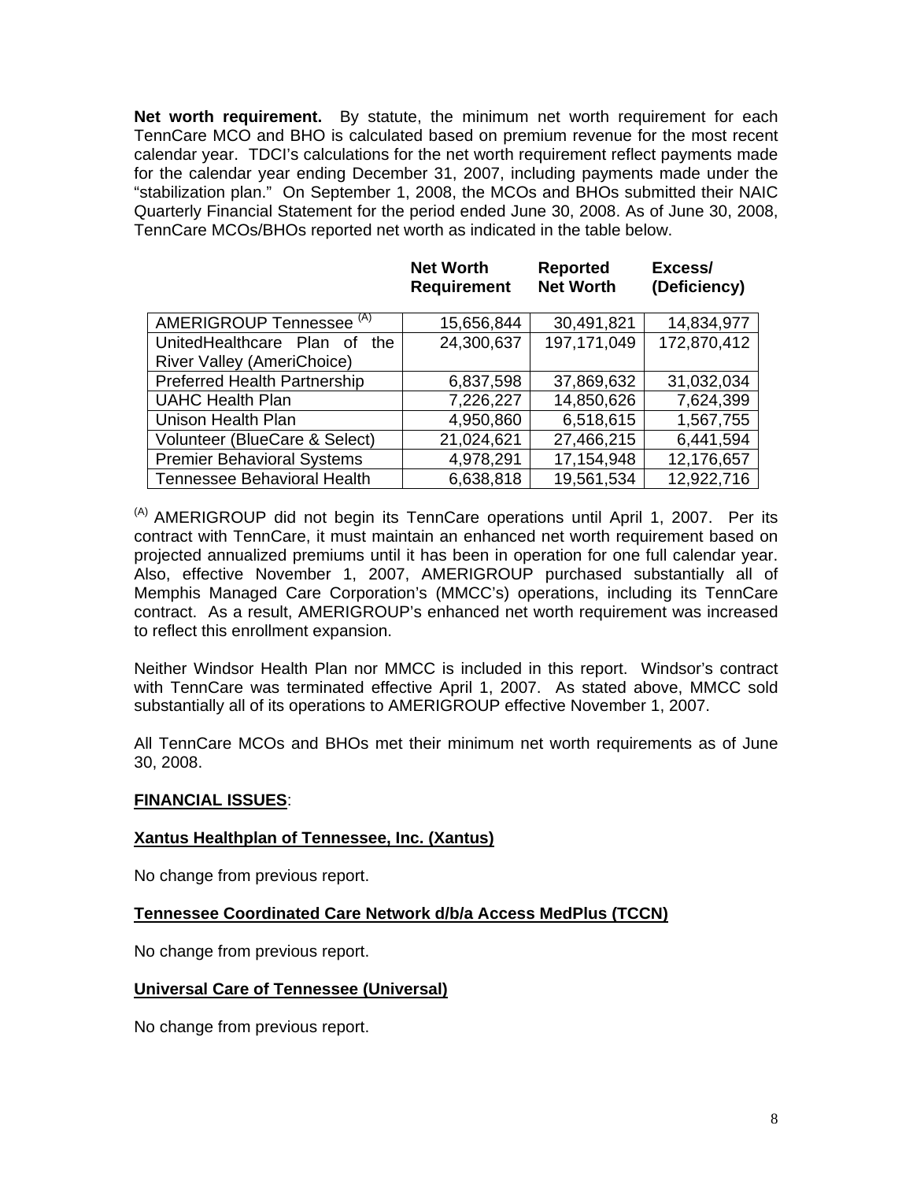**Net worth requirement.** By statute, the minimum net worth requirement for each TennCare MCO and BHO is calculated based on premium revenue for the most recent calendar year. TDCI's calculations for the net worth requirement reflect payments made for the calendar year ending December 31, 2007, including payments made under the "stabilization plan." On September 1, 2008, the MCOs and BHOs submitted their NAIC Quarterly Financial Statement for the period ended June 30, 2008. As of June 30, 2008, TennCare MCOs/BHOs reported net worth as indicated in the table below.

| | Net Worth Requirement | Reported Net Worth | Excess/ (Deficiency) |
|---|---|---|---|
| AMERIGROUP Tennessee [(A)] | 15,656,844 | 30,491,821 | 14,834,977 |
| UnitedHealthcare Plan of the River Valley (AmeriChoice) | 24,300,637 | 197,171,049 | 172,870,412 |
| Preferred Health Partnership | 6,837,598 | 37,869,632 | 31,032,034 |
| UAHC Health Plan | 7,226,227 | 14,850,626 | 7,624,399 |
| Unison Health Plan | 4,950,860 | 6,518,615 | 1,567,755 |
| Volunteer (BlueCare & Select) | 21,024,621 | 27,466,215 | 6,441,594 |
| Premier Behavioral Systems | 4,978,291 | 17,154,948 | 12,176,657 |
| Tennessee Behavioral Health | 6,638,818 | 19,561,534 | 12,922,716 |

[(A)] AMERIGROUP did not begin its TennCare operations until April 1, 2007. Per its contract with TennCare, it must maintain an enhanced net worth requirement based on projected annualized premiums until it has been in operation for one full calendar year. Also, effective November 1, 2007, AMERIGROUP purchased substantially all of Memphis Managed Care Corporation's (MMCC's) operations, including its TennCare contract. As a result, AMERIGROUP's enhanced net worth requirement was increased to reflect this enrollment expansion.

Neither Windsor Health Plan nor MMCC is included in this report. Windsor's contract with TennCare was terminated effective April 1, 2007. As stated above, MMCC sold substantially all of its operations to AMERIGROUP effective November 1, 2007.

All TennCare MCOs and BHOs met their minimum net worth requirements as of June 30, 2008.

**FINANCIAL ISSUES**:

**Xantus Healthplan of Tennessee, Inc. (Xantus)**

No change from previous report.

**Tennessee Coordinated Care Network d/b/a Access MedPlus (TCCN)**

No change from previous report.

**Universal Care of Tennessee (Universal)**

No change from previous report.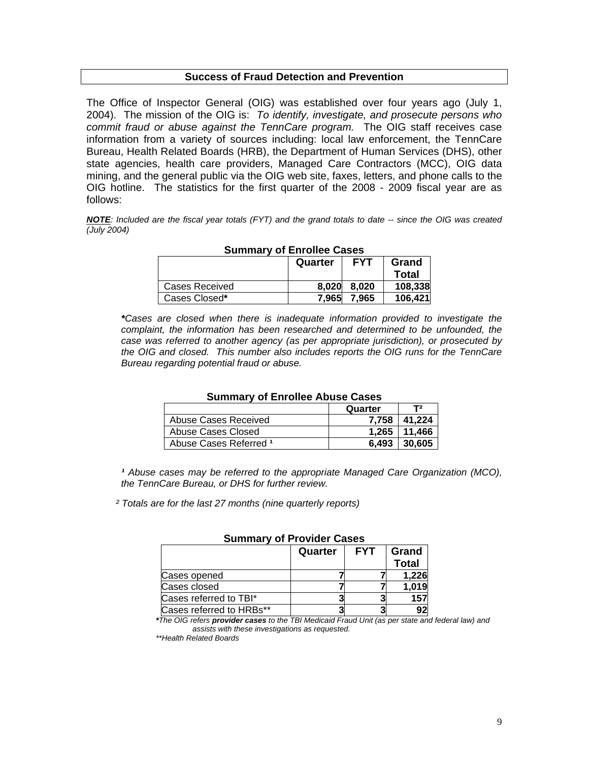## Success of Fraud Detection and Prevention

The Office of Inspector General (OIG) was established over four years ago (July 1, 2004). The mission of the OIG is: *To identify, investigate, and prosecute persons who commit fraud or abuse against the TennCare program.* The OIG staff receives case information from a variety of sources including: local law enforcement, the TennCare Bureau, Health Related Boards (HRB), the Department of Human Services (DHS), other state agencies, health care providers, Managed Care Contractors (MCC), OIG data mining, and the general public via the OIG web site, faxes, letters, and phone calls to the OIG hotline. The statistics for the first quarter of the 2008 - 2009 fiscal year are as follows:

***NOTE**: Included are the fiscal year totals (FYT) and the grand totals to date -- since the OIG was created (July 2004)*

**Summary of Enrollee Cases**

| | Quarter | FYT | Grand Total |
|---|---|---|---|
| Cases Received | 8,020 | 8,020 | 108,338 |
| Cases Closed* | 7,965 | 7,965 | 106,421 |

****Cases are closed when there is inadequate information provided to investigate the complaint, the information has been researched and determined to be unfounded, the case was referred to another agency (as per appropriate jurisdiction), or prosecuted by the OIG and closed. This number also includes reports the OIG runs for the TennCare Bureau regarding potential fraud or abuse.*

**Summary of Enrollee Abuse Cases**

| | Quarter | T[2] |
|---|---|---|
| Abuse Cases Received | 7,758 | 41,224 |
| Abuse Cases Closed | 1,265 | 11,466 |
| Abuse Cases Referred [1] | 6,493 | 30,605 |

*[1] Abuse cases may be referred to the appropriate Managed Care Organization (MCO), the TennCare Bureau, or DHS for further review.*

*[2] Totals are for the last 27 months (nine quarterly reports)*

**Summary of Provider Cases**

| | Quarter | FYT | Grand Total |
|---|---|---|---|
| Cases opened | 7 | 7 | 1,226 |
| Cases closed | 7 | 7 | 1,019 |
| Cases referred to TBI* | 3 | 3 | 157 |
| Cases referred to HRBs** | 3 | 3 | 92 |

*\*The OIG refers **provider cases** to the TBI Medicaid Fraud Unit (as per state and federal law) and assists with these investigations as requested.*

*\*\*Health Related Boards*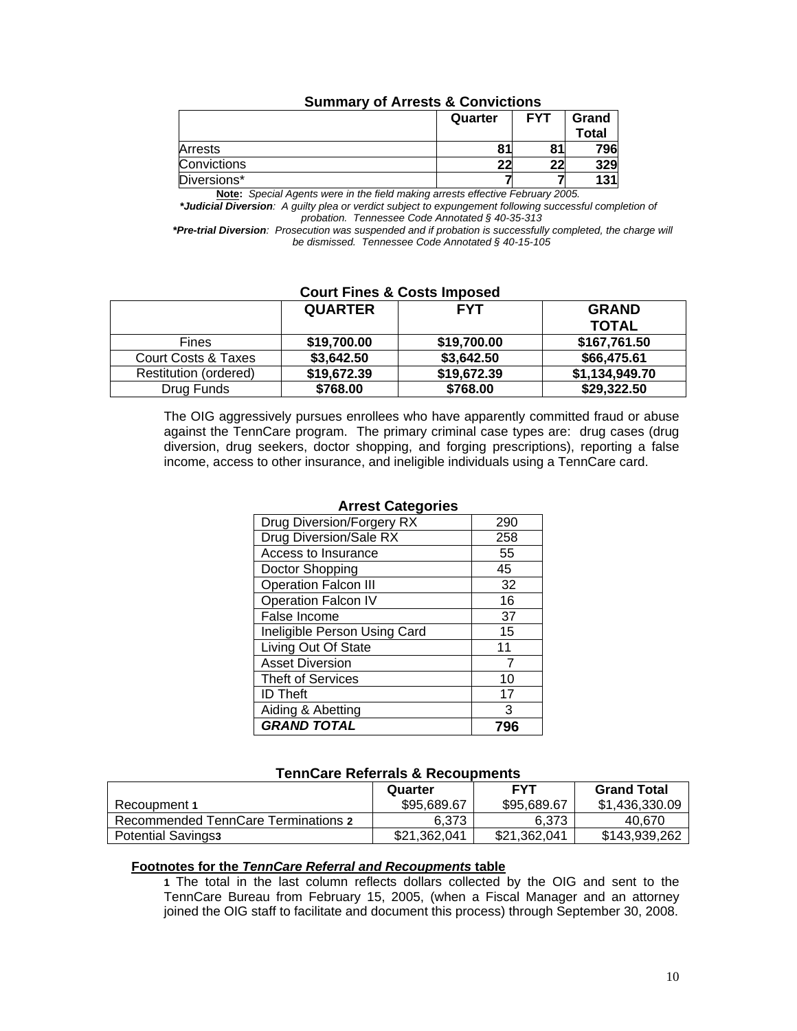### Summary of Arrests & Convictions

| | Quarter | FYT | Grand Total |
|---|---|---|---|
| Arrests | **81** | **81** | **796** |
| Convictions | **22** | **22** | **329** |
| Diversions* | **7** | **7** | **131** |

**Note:** *Special Agents were in the field making arrests effective February 2005.*

***Judicial Diversion**: A guilty plea or verdict subject to expungement following successful completion of probation. Tennessee Code Annotated § 40-35-313*

***Pre-trial Diversion**: Prosecution was suspended and if probation is successfully completed, the charge will be dismissed. Tennessee Code Annotated § 40-15-105*

### Court Fines & Costs Imposed

| | QUARTER | FYT | GRAND TOTAL |
|---|---|---|---|
| Fines | **$19,700.00** | **$19,700.00** | **$167,761.50** |
| Court Costs & Taxes | **$3,642.50** | **$3,642.50** | **$66,475.61** |
| Restitution (ordered) | **$19,672.39** | **$19,672.39** | **$1,134,949.70** |
| Drug Funds | **$768.00** | **$768.00** | **$29,322.50** |

The OIG aggressively pursues enrollees who have apparently committed fraud or abuse against the TennCare program. The primary criminal case types are: drug cases (drug diversion, drug seekers, doctor shopping, and forging prescriptions), reporting a false income, access to other insurance, and ineligible individuals using a TennCare card.

### Arrest Categories

| Category | Count |
|---|---|
| Drug Diversion/Forgery RX | 290 |
| Drug Diversion/Sale RX | 258 |
| Access to Insurance | 55 |
| Doctor Shopping | 45 |
| Operation Falcon III | 32 |
| Operation Falcon IV | 16 |
| False Income | 37 |
| Ineligible Person Using Card | 15 |
| Living Out Of State | 11 |
| Asset Diversion | 7 |
| Theft of Services | 10 |
| ID Theft | 17 |
| Aiding & Abetting | 3 |
| ***GRAND TOTAL*** | **796** |

### TennCare Referrals & Recoupments

| | Quarter | FYT | Grand Total |
|---|---|---|---|
| Recoupment **1** | $95,689.67 | $95,689.67 | $1,436,330.09 |
| Recommended TennCare Terminations **2** | 6,373 | 6,373 | 40,670 |
| Potential Savings**3** | $21,362,041 | $21,362,041 | $143,939,262 |

**Footnotes for the *TennCare Referral and Recoupments* table**

**1** The total in the last column reflects dollars collected by the OIG and sent to the TennCare Bureau from February 15, 2005, (when a Fiscal Manager and an attorney joined the OIG staff to facilitate and document this process) through September 30, 2008.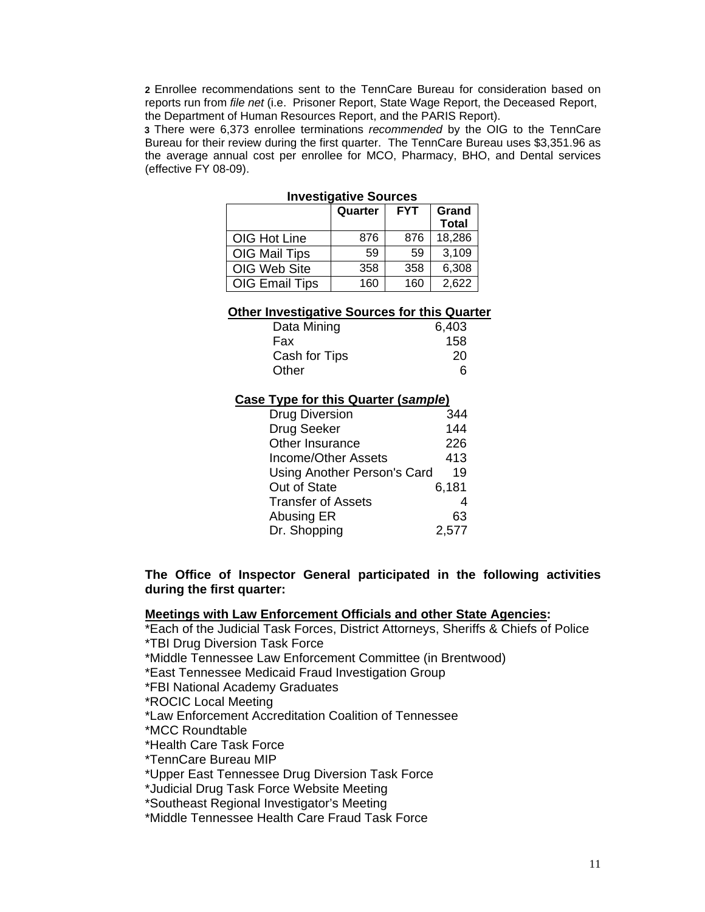[2] Enrollee recommendations sent to the TennCare Bureau for consideration based on reports run from *file net* (i.e. Prisoner Report, State Wage Report, the Deceased Report, the Department of Human Resources Report, and the PARIS Report).

[3] There were 6,373 enrollee terminations *recommended* by the OIG to the TennCare Bureau for their review during the first quarter. The TennCare Bureau uses $3,351.96 as the average annual cost per enrollee for MCO, Pharmacy, BHO, and Dental services (effective FY 08-09).

**Investigative Sources**

| | Quarter | FYT | Grand Total |
|---|---|---|---|
| OIG Hot Line | 876 | 876 | 18,286 |
| OIG Mail Tips | 59 | 59 | 3,109 |
| OIG Web Site | 358 | 358 | 6,308 |
| OIG Email Tips | 160 | 160 | 2,622 |

**Other Investigative Sources for this Quarter**

| | |
|---|---|
| Data Mining | 6,403 |
| Fax | 158 |
| Cash for Tips | 20 |
| Other | 6 |

**Case Type for this Quarter (*sample*)**

| | |
|---|---|
| Drug Diversion | 344 |
| Drug Seeker | 144 |
| Other Insurance | 226 |
| Income/Other Assets | 413 |
| Using Another Person's Card | 19 |
| Out of State | 6,181 |
| Transfer of Assets | 4 |
| Abusing ER | 63 |
| Dr. Shopping | 2,577 |

**The Office of Inspector General participated in the following activities during the first quarter:**

**Meetings with Law Enforcement Officials and other State Agencies:**

*Each of the Judicial Task Forces, District Attorneys, Sheriffs & Chiefs of Police
*TBI Drug Diversion Task Force
*Middle Tennessee Law Enforcement Committee (in Brentwood)
*East Tennessee Medicaid Fraud Investigation Group
*FBI National Academy Graduates
*ROCIC Local Meeting
*Law Enforcement Accreditation Coalition of Tennessee
*MCC Roundtable
*Health Care Task Force
*TennCare Bureau MIP
*Upper East Tennessee Drug Diversion Task Force
*Judicial Drug Task Force Website Meeting
*Southeast Regional Investigator's Meeting
*Middle Tennessee Health Care Fraud Task Force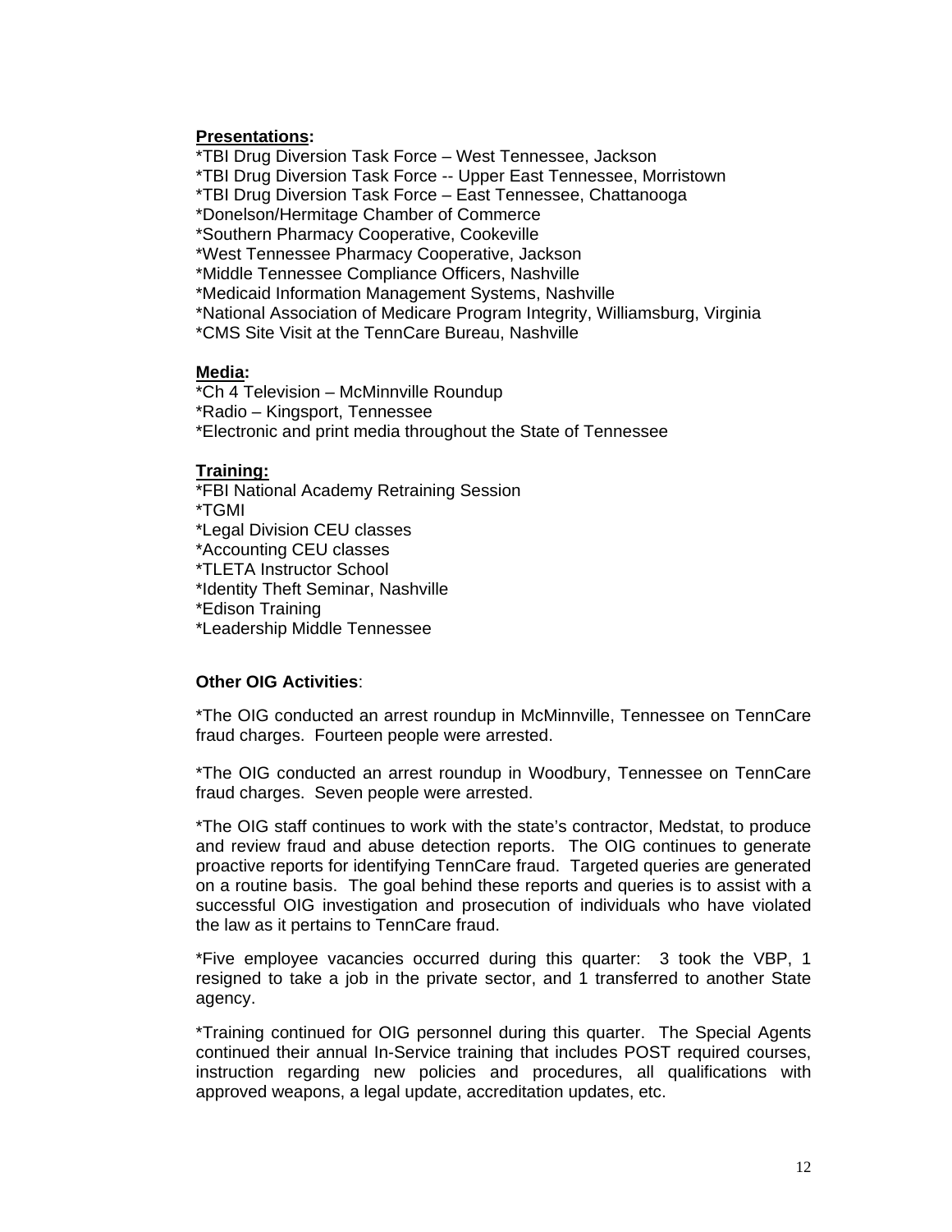**Presentations:**

*TBI Drug Diversion Task Force – West Tennessee, Jackson
*TBI Drug Diversion Task Force -- Upper East Tennessee, Morristown
*TBI Drug Diversion Task Force – East Tennessee, Chattanooga
*Donelson/Hermitage Chamber of Commerce
*Southern Pharmacy Cooperative, Cookeville
*West Tennessee Pharmacy Cooperative, Jackson
*Middle Tennessee Compliance Officers, Nashville
*Medicaid Information Management Systems, Nashville
*National Association of Medicare Program Integrity, Williamsburg, Virginia
*CMS Site Visit at the TennCare Bureau, Nashville

**Media:**

*Ch 4 Television – McMinnville Roundup
*Radio – Kingsport, Tennessee
*Electronic and print media throughout the State of Tennessee

**Training:**

*FBI National Academy Retraining Session
*TGMI
*Legal Division CEU classes
*Accounting CEU classes
*TLETA Instructor School
*Identity Theft Seminar, Nashville
*Edison Training
*Leadership Middle Tennessee

**Other OIG Activities**:

*The OIG conducted an arrest roundup in McMinnville, Tennessee on TennCare fraud charges. Fourteen people were arrested.

*The OIG conducted an arrest roundup in Woodbury, Tennessee on TennCare fraud charges. Seven people were arrested.

*The OIG staff continues to work with the state's contractor, Medstat, to produce and review fraud and abuse detection reports. The OIG continues to generate proactive reports for identifying TennCare fraud. Targeted queries are generated on a routine basis. The goal behind these reports and queries is to assist with a successful OIG investigation and prosecution of individuals who have violated the law as it pertains to TennCare fraud.

*Five employee vacancies occurred during this quarter: 3 took the VBP, 1 resigned to take a job in the private sector, and 1 transferred to another State agency.

*Training continued for OIG personnel during this quarter. The Special Agents continued their annual In-Service training that includes POST required courses, instruction regarding new policies and procedures, all qualifications with approved weapons, a legal update, accreditation updates, etc.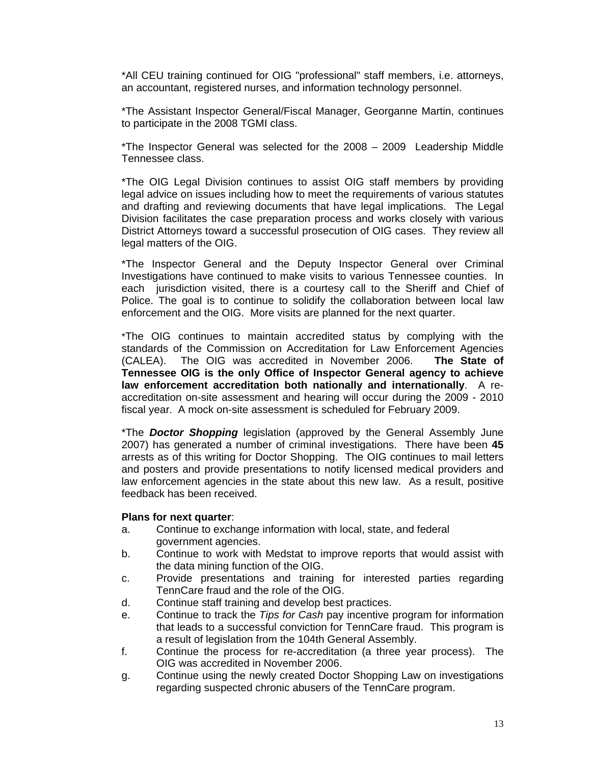*All CEU training continued for OIG "professional" staff members, i.e. attorneys, an accountant, registered nurses, and information technology personnel.

*The Assistant Inspector General/Fiscal Manager, Georganne Martin, continues to participate in the 2008 TGMI class.

*The Inspector General was selected for the 2008 – 2009 Leadership Middle Tennessee class.

*The OIG Legal Division continues to assist OIG staff members by providing legal advice on issues including how to meet the requirements of various statutes and drafting and reviewing documents that have legal implications. The Legal Division facilitates the case preparation process and works closely with various District Attorneys toward a successful prosecution of OIG cases. They review all legal matters of the OIG.

*The Inspector General and the Deputy Inspector General over Criminal Investigations have continued to make visits to various Tennessee counties. In each jurisdiction visited, there is a courtesy call to the Sheriff and Chief of Police. The goal is to continue to solidify the collaboration between local law enforcement and the OIG. More visits are planned for the next quarter.

*The OIG continues to maintain accredited status by complying with the standards of the Commission on Accreditation for Law Enforcement Agencies (CALEA). The OIG was accredited in November 2006. **The State of Tennessee OIG is the only Office of Inspector General agency to achieve law enforcement accreditation both nationally and internationally**. A re-accreditation on-site assessment and hearing will occur during the 2009 - 2010 fiscal year. A mock on-site assessment is scheduled for February 2009.

*The ***Doctor Shopping*** legislation (approved by the General Assembly June 2007) has generated a number of criminal investigations. There have been **45** arrests as of this writing for Doctor Shopping. The OIG continues to mail letters and posters and provide presentations to notify licensed medical providers and law enforcement agencies in the state about this new law. As a result, positive feedback has been received.

**Plans for next quarter**:

a. Continue to exchange information with local, state, and federal government agencies.
b. Continue to work with Medstat to improve reports that would assist with the data mining function of the OIG.
c. Provide presentations and training for interested parties regarding TennCare fraud and the role of the OIG.
d. Continue staff training and develop best practices.
e. Continue to track the *Tips for Cash* pay incentive program for information that leads to a successful conviction for TennCare fraud. This program is a result of legislation from the 104th General Assembly.
f. Continue the process for re-accreditation (a three year process). The OIG was accredited in November 2006.
g. Continue using the newly created Doctor Shopping Law on investigations regarding suspected chronic abusers of the TennCare program.